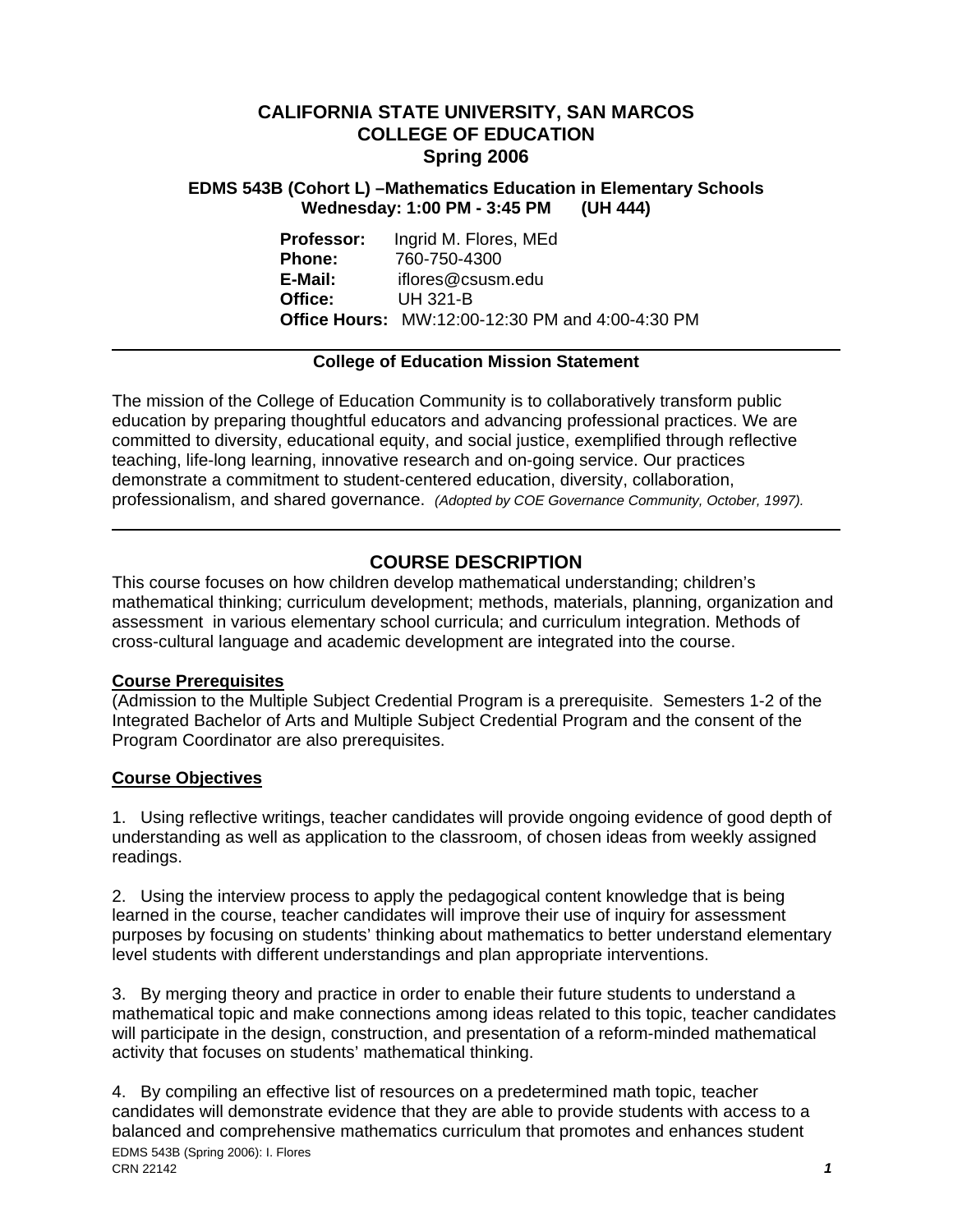# CALIFORNIA STATE UNIVERSITY, SAN MARCOS
# COLLEGE OF EDUCATION
# Spring 2006

### EDMS 543B (Cohort L) –Mathematics Education in Elementary Schools
### Wednesday: 1:00 PM - 3:45 PM (UH 444)

**Professor:** Ingrid M. Flores, MEd
**Phone:** 760-750-4300
**E-Mail:** iflores@csusm.edu
**Office:** UH 321-B
**Office Hours:** MW:12:00-12:30 PM and 4:00-4:30 PM

---

**College of Education Mission Statement**

The mission of the College of Education Community is to collaboratively transform public education by preparing thoughtful educators and advancing professional practices. We are committed to diversity, educational equity, and social justice, exemplified through reflective teaching, life-long learning, innovative research and on-going service. Our practices demonstrate a commitment to student-centered education, diversity, collaboration, professionalism, and shared governance. *(Adopted by COE Governance Community, October, 1997).*

---

## COURSE DESCRIPTION

This course focuses on how children develop mathematical understanding; children's mathematical thinking; curriculum development; methods, materials, planning, organization and assessment in various elementary school curricula; and curriculum integration. Methods of cross-cultural language and academic development are integrated into the course.

**Course Prerequisites**

(Admission to the Multiple Subject Credential Program is a prerequisite. Semesters 1-2 of the Integrated Bachelor of Arts and Multiple Subject Credential Program and the consent of the Program Coordinator are also prerequisites.

**Course Objectives**

1. Using reflective writings, teacher candidates will provide ongoing evidence of good depth of understanding as well as application to the classroom, of chosen ideas from weekly assigned readings.

2. Using the interview process to apply the pedagogical content knowledge that is being learned in the course, teacher candidates will improve their use of inquiry for assessment purposes by focusing on students' thinking about mathematics to better understand elementary level students with different understandings and plan appropriate interventions.

3. By merging theory and practice in order to enable their future students to understand a mathematical topic and make connections among ideas related to this topic, teacher candidates will participate in the design, construction, and presentation of a reform-minded mathematical activity that focuses on students' mathematical thinking.

4. By compiling an effective list of resources on a predetermined math topic, teacher candidates will demonstrate evidence that they are able to provide students with access to a balanced and comprehensive mathematics curriculum that promotes and enhances student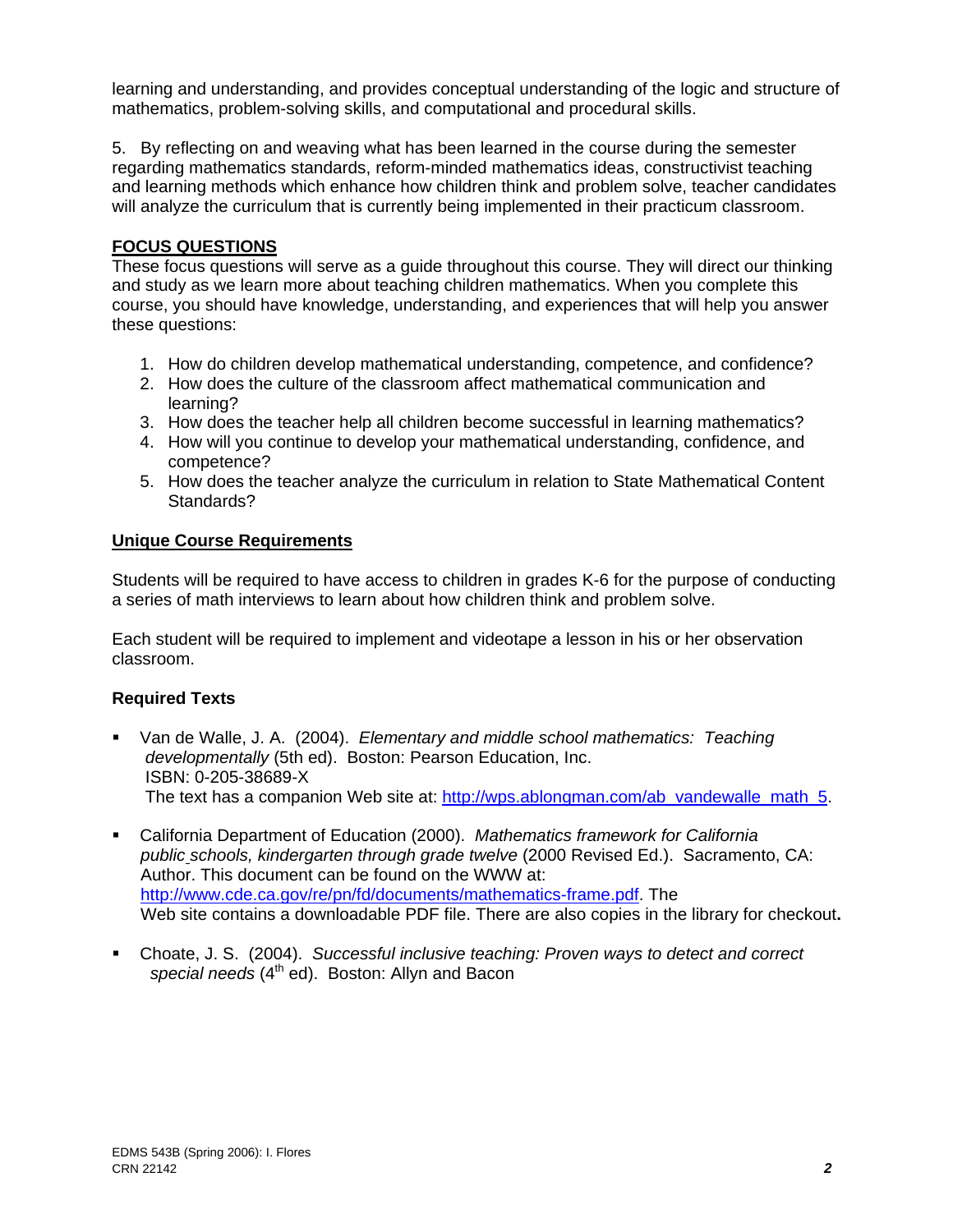learning and understanding, and provides conceptual understanding of the logic and structure of mathematics, problem-solving skills, and computational and procedural skills.

5. By reflecting on and weaving what has been learned in the course during the semester regarding mathematics standards, reform-minded mathematics ideas, constructivist teaching and learning methods which enhance how children think and problem solve, teacher candidates will analyze the curriculum that is currently being implemented in their practicum classroom.

## FOCUS QUESTIONS

These focus questions will serve as a guide throughout this course. They will direct our thinking and study as we learn more about teaching children mathematics. When you complete this course, you should have knowledge, understanding, and experiences that will help you answer these questions:

1. How do children develop mathematical understanding, competence, and confidence?
2. How does the culture of the classroom affect mathematical communication and learning?
3. How does the teacher help all children become successful in learning mathematics?
4. How will you continue to develop your mathematical understanding, confidence, and competence?
5. How does the teacher analyze the curriculum in relation to State Mathematical Content Standards?

## Unique Course Requirements

Students will be required to have access to children in grades K-6 for the purpose of conducting a series of math interviews to learn about how children think and problem solve.

Each student will be required to implement and videotape a lesson in his or her observation classroom.

### Required Texts

- Van de Walle, J. A. (2004). *Elementary and middle school mathematics: Teaching developmentally* (5th ed). Boston: Pearson Education, Inc.
  ISBN: 0-205-38689-X
  The text has a companion Web site at: http://wps.ablongman.com/ab_vandewalle_math_5.
- California Department of Education (2000). *Mathematics framework for California public schools, kindergarten through grade twelve* (2000 Revised Ed.). Sacramento, CA: Author. This document can be found on the WWW at: http://www.cde.ca.gov/re/pn/fd/documents/mathematics-frame.pdf. The Web site contains a downloadable PDF file. There are also copies in the library for checkout**.**
- Choate, J. S. (2004). *Successful inclusive teaching: Proven ways to detect and correct special needs* (4th ed). Boston: Allyn and Bacon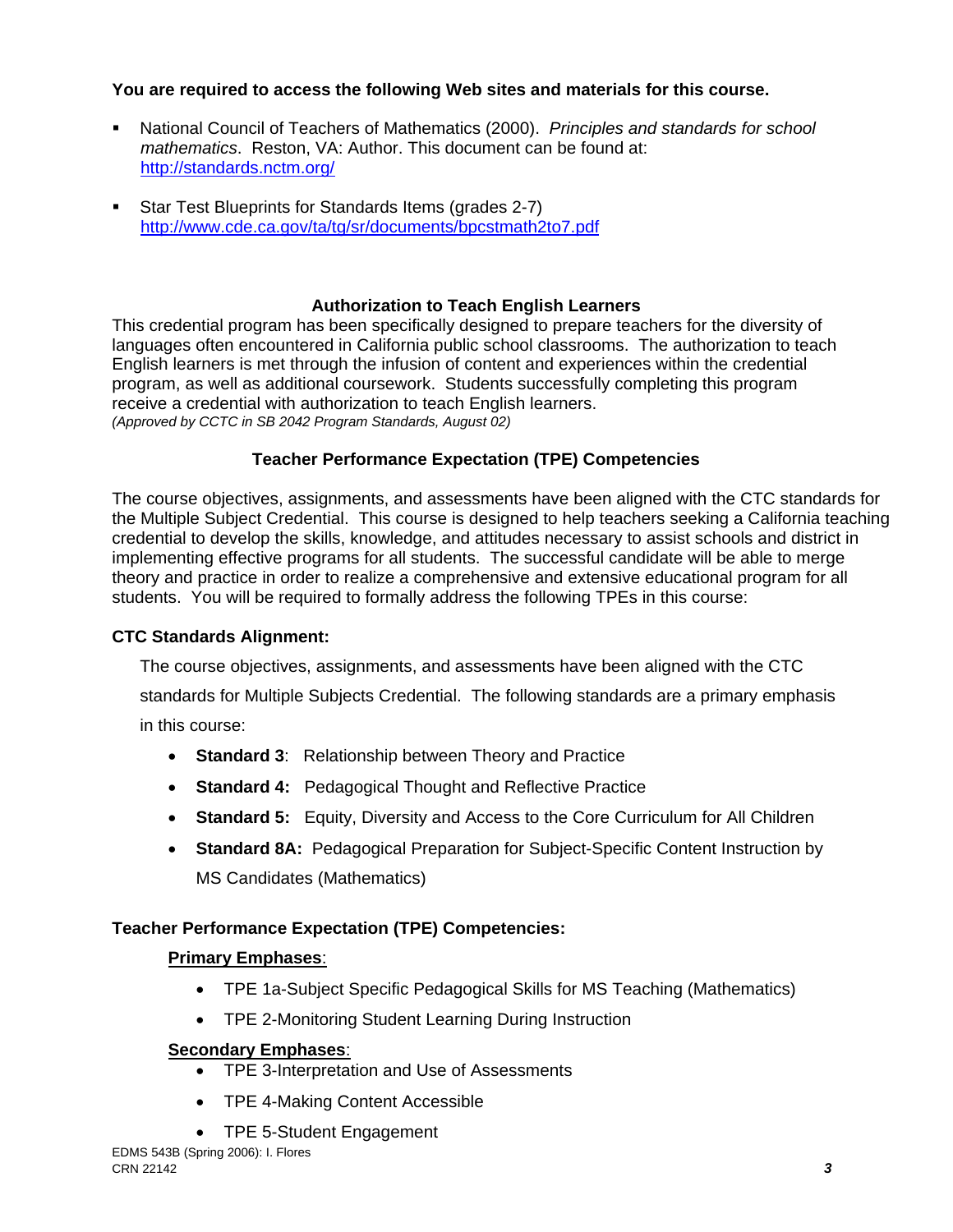**You are required to access the following Web sites and materials for this course.**

- National Council of Teachers of Mathematics (2000). *Principles and standards for school mathematics*. Reston, VA: Author. This document can be found at: http://standards.nctm.org/
- Star Test Blueprints for Standards Items (grades 2-7) http://www.cde.ca.gov/ta/tg/sr/documents/bpcstmath2to7.pdf

### Authorization to Teach English Learners

This credential program has been specifically designed to prepare teachers for the diversity of languages often encountered in California public school classrooms. The authorization to teach English learners is met through the infusion of content and experiences within the credential program, as well as additional coursework. Students successfully completing this program receive a credential with authorization to teach English learners.
*(Approved by CCTC in SB 2042 Program Standards, August 02)*

### Teacher Performance Expectation (TPE) Competencies

The course objectives, assignments, and assessments have been aligned with the CTC standards for the Multiple Subject Credential. This course is designed to help teachers seeking a California teaching credential to develop the skills, knowledge, and attitudes necessary to assist schools and district in implementing effective programs for all students. The successful candidate will be able to merge theory and practice in order to realize a comprehensive and extensive educational program for all students. You will be required to formally address the following TPEs in this course:

**CTC Standards Alignment:**

The course objectives, assignments, and assessments have been aligned with the CTC standards for Multiple Subjects Credential. The following standards are a primary emphasis in this course:

- **Standard 3**: Relationship between Theory and Practice
- **Standard 4:** Pedagogical Thought and Reflective Practice
- **Standard 5:** Equity, Diversity and Access to the Core Curriculum for All Children
- **Standard 8A:** Pedagogical Preparation for Subject-Specific Content Instruction by MS Candidates (Mathematics)

**Teacher Performance Expectation (TPE) Competencies:**

**Primary Emphases**:

- TPE 1a-Subject Specific Pedagogical Skills for MS Teaching (Mathematics)
- TPE 2-Monitoring Student Learning During Instruction

**Secondary Emphases**:

- TPE 3-Interpretation and Use of Assessments
- TPE 4-Making Content Accessible
- TPE 5-Student Engagement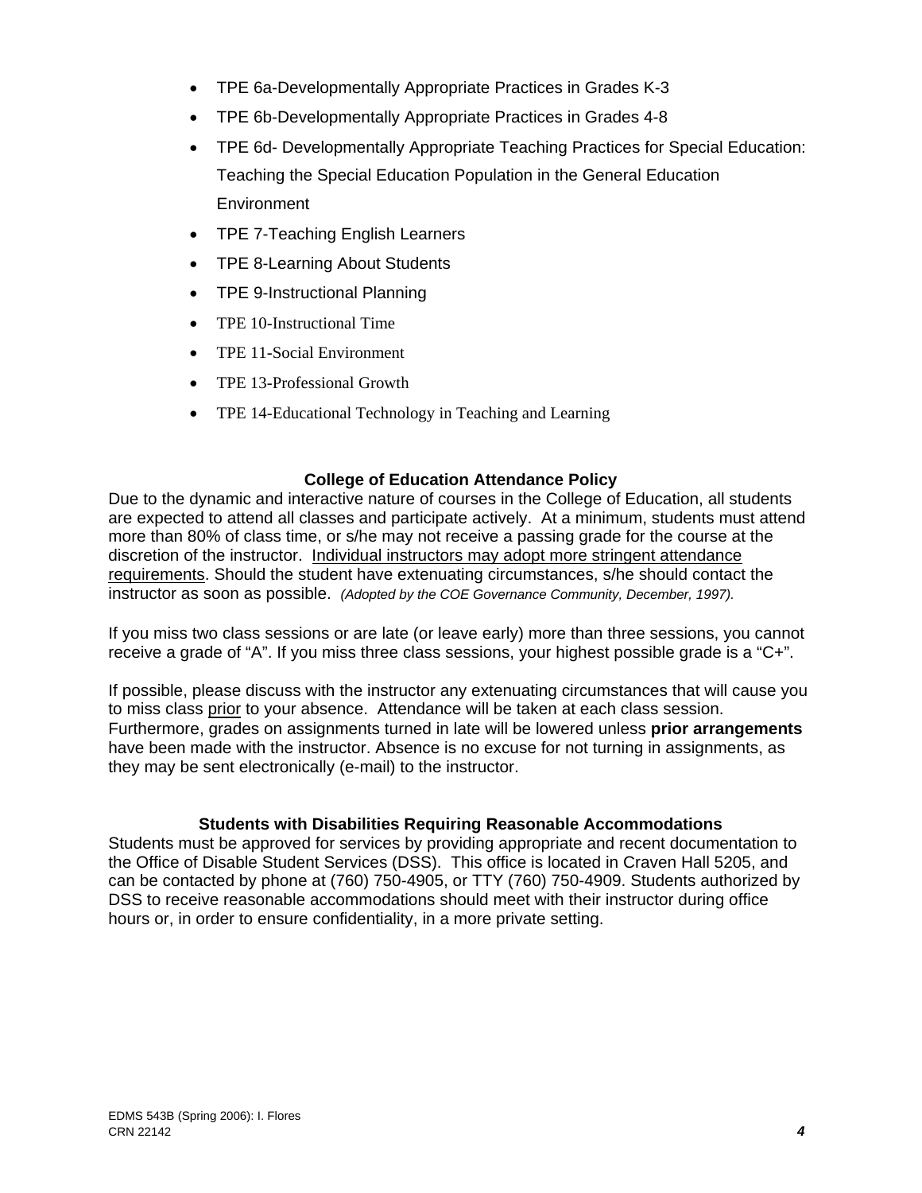- TPE 6a-Developmentally Appropriate Practices in Grades K-3
- TPE 6b-Developmentally Appropriate Practices in Grades 4-8
- TPE 6d- Developmentally Appropriate Teaching Practices for Special Education: Teaching the Special Education Population in the General Education Environment
- TPE 7-Teaching English Learners
- TPE 8-Learning About Students
- TPE 9-Instructional Planning
- TPE 10-Instructional Time
- TPE 11-Social Environment
- TPE 13-Professional Growth
- TPE 14-Educational Technology in Teaching and Learning

### College of Education Attendance Policy

Due to the dynamic and interactive nature of courses in the College of Education, all students are expected to attend all classes and participate actively. At a minimum, students must attend more than 80% of class time, or s/he may not receive a passing grade for the course at the discretion of the instructor. Individual instructors may adopt more stringent attendance requirements. Should the student have extenuating circumstances, s/he should contact the instructor as soon as possible. *(Adopted by the COE Governance Community, December, 1997).*

If you miss two class sessions or are late (or leave early) more than three sessions, you cannot receive a grade of "A". If you miss three class sessions, your highest possible grade is a "C+".

If possible, please discuss with the instructor any extenuating circumstances that will cause you to miss class prior to your absence. Attendance will be taken at each class session. Furthermore, grades on assignments turned in late will be lowered unless **prior arrangements** have been made with the instructor. Absence is no excuse for not turning in assignments, as they may be sent electronically (e-mail) to the instructor.

### Students with Disabilities Requiring Reasonable Accommodations

Students must be approved for services by providing appropriate and recent documentation to the Office of Disable Student Services (DSS). This office is located in Craven Hall 5205, and can be contacted by phone at (760) 750-4905, or TTY (760) 750-4909. Students authorized by DSS to receive reasonable accommodations should meet with their instructor during office hours or, in order to ensure confidentiality, in a more private setting.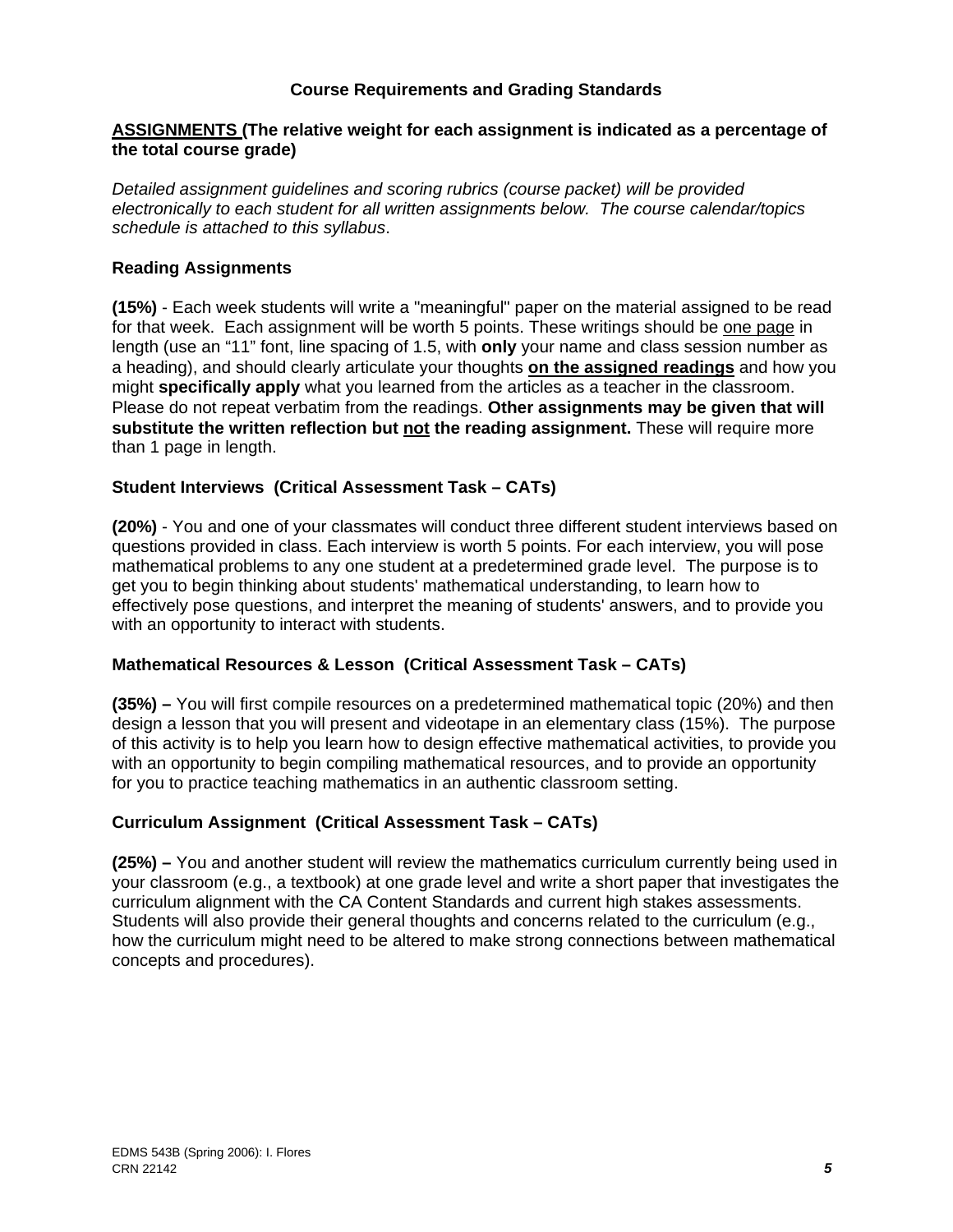### Course Requirements and Grading Standards

**<u>ASSIGNMENTS</u> (The relative weight for each assignment is indicated as a percentage of the total course grade)**

*Detailed assignment guidelines and scoring rubrics (course packet) will be provided electronically to each student for all written assignments below. The course calendar/topics schedule is attached to this syllabus*.

**Reading Assignments**

**(15%)** - Each week students will write a "meaningful" paper on the material assigned to be read for that week. Each assignment will be worth 5 points. These writings should be <u>one page</u> in length (use an "11" font, line spacing of 1.5, with **only** your name and class session number as a heading), and should clearly articulate your thoughts **<u>on the assigned readings</u>** and how you might **specifically apply** what you learned from the articles as a teacher in the classroom. Please do not repeat verbatim from the readings. **Other assignments may be given that will substitute the written reflection but <u>not</u> the reading assignment.** These will require more than 1 page in length.

**Student Interviews (Critical Assessment Task – CATs)**

**(20%)** - You and one of your classmates will conduct three different student interviews based on questions provided in class. Each interview is worth 5 points. For each interview, you will pose mathematical problems to any one student at a predetermined grade level. The purpose is to get you to begin thinking about students' mathematical understanding, to learn how to effectively pose questions, and interpret the meaning of students' answers, and to provide you with an opportunity to interact with students.

**Mathematical Resources & Lesson (Critical Assessment Task – CATs)**

**(35%) –** You will first compile resources on a predetermined mathematical topic (20%) and then design a lesson that you will present and videotape in an elementary class (15%). The purpose of this activity is to help you learn how to design effective mathematical activities, to provide you with an opportunity to begin compiling mathematical resources, and to provide an opportunity for you to practice teaching mathematics in an authentic classroom setting.

**Curriculum Assignment (Critical Assessment Task – CATs)**

**(25%) –** You and another student will review the mathematics curriculum currently being used in your classroom (e.g., a textbook) at one grade level and write a short paper that investigates the curriculum alignment with the CA Content Standards and current high stakes assessments. Students will also provide their general thoughts and concerns related to the curriculum (e.g., how the curriculum might need to be altered to make strong connections between mathematical concepts and procedures).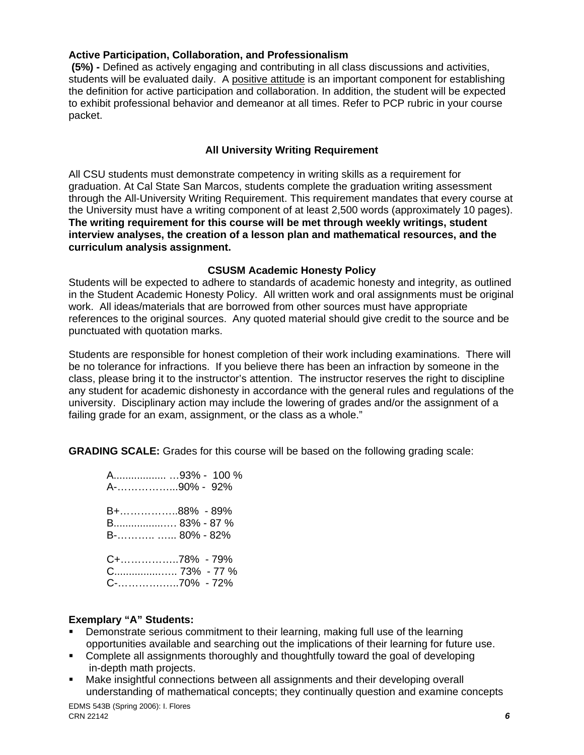**Active Participation, Collaboration, and Professionalism**

**(5%) -** Defined as actively engaging and contributing in all class discussions and activities, students will be evaluated daily. A positive attitude is an important component for establishing the definition for active participation and collaboration. In addition, the student will be expected to exhibit professional behavior and demeanor at all times. Refer to PCP rubric in your course packet.

### All University Writing Requirement

All CSU students must demonstrate competency in writing skills as a requirement for graduation. At Cal State San Marcos, students complete the graduation writing assessment through the All-University Writing Requirement. This requirement mandates that every course at the University must have a writing component of at least 2,500 words (approximately 10 pages). **The writing requirement for this course will be met through weekly writings, student interview analyses, the creation of a lesson plan and mathematical resources, and the curriculum analysis assignment.**

### CSUSM Academic Honesty Policy

Students will be expected to adhere to standards of academic honesty and integrity, as outlined in the Student Academic Honesty Policy. All written work and oral assignments must be original work. All ideas/materials that are borrowed from other sources must have appropriate references to the original sources. Any quoted material should give credit to the source and be punctuated with quotation marks.

Students are responsible for honest completion of their work including examinations. There will be no tolerance for infractions. If you believe there has been an infraction by someone in the class, please bring it to the instructor's attention. The instructor reserves the right to discipline any student for academic dishonesty in accordance with the general rules and regulations of the university. Disciplinary action may include the lowering of grades and/or the assignment of a failing grade for an exam, assignment, or the class as a whole."

**GRADING SCALE:** Grades for this course will be based on the following grading scale:

A.................. …93% - 100 %
A-……………...90% - 92%

B+……………..88% - 89%
B..................… 83% - 87 %
B-……….. …... 80% - 82%

C+……………..78% - 79%
C..................…. 73% - 77 %
C-………….…..70% - 72%

**Exemplary "A" Students:**

- Demonstrate serious commitment to their learning, making full use of the learning opportunities available and searching out the implications of their learning for future use.
- Complete all assignments thoroughly and thoughtfully toward the goal of developing in-depth math projects.
- Make insightful connections between all assignments and their developing overall understanding of mathematical concepts; they continually question and examine concepts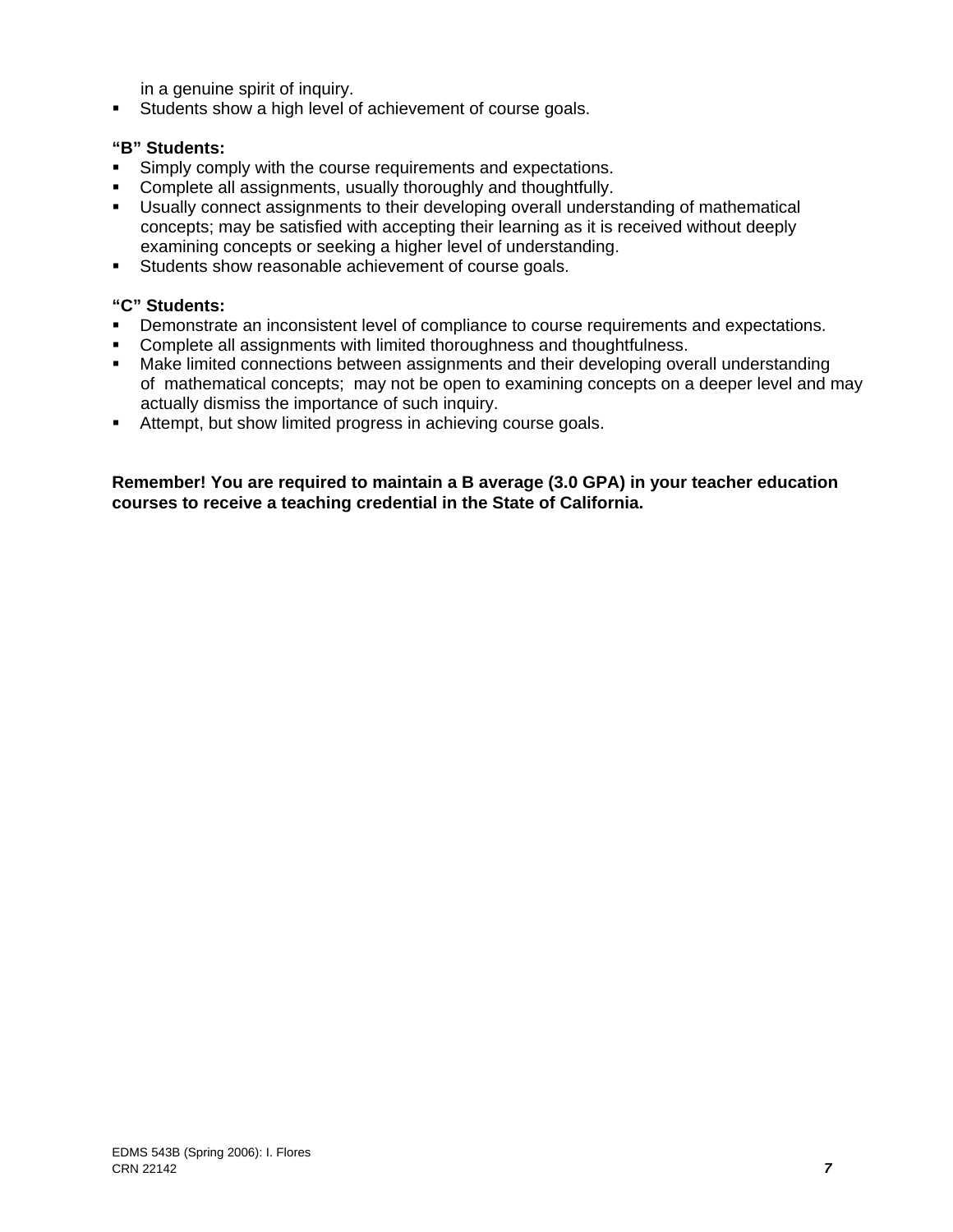in a genuine spirit of inquiry.

- Students show a high level of achievement of course goals.

**"B" Students:**

- Simply comply with the course requirements and expectations.
- Complete all assignments, usually thoroughly and thoughtfully.
- Usually connect assignments to their developing overall understanding of mathematical concepts; may be satisfied with accepting their learning as it is received without deeply examining concepts or seeking a higher level of understanding.
- Students show reasonable achievement of course goals.

**"C" Students:**

- Demonstrate an inconsistent level of compliance to course requirements and expectations.
- Complete all assignments with limited thoroughness and thoughtfulness.
- Make limited connections between assignments and their developing overall understanding of mathematical concepts; may not be open to examining concepts on a deeper level and may actually dismiss the importance of such inquiry.
- Attempt, but show limited progress in achieving course goals.

**Remember! You are required to maintain a B average (3.0 GPA) in your teacher education courses to receive a teaching credential in the State of California.**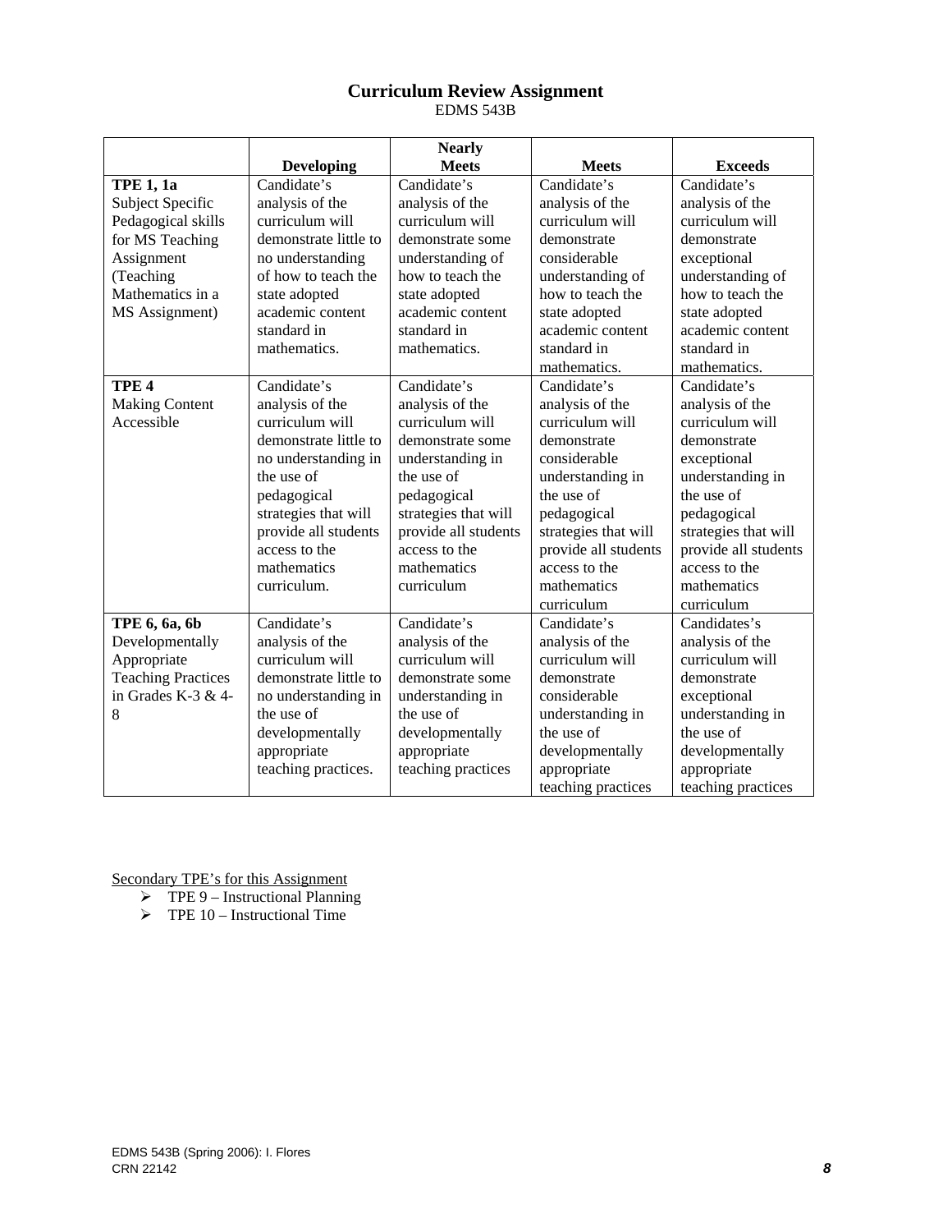# Curriculum Review Assignment

EDMS 543B

| | Developing | Nearly Meets | Meets | Exceeds |
|---|---|---|---|---|
| **TPE 1, 1a** Subject Specific Pedagogical skills for MS Teaching Assignment (Teaching Mathematics in a MS Assignment) | Candidate's analysis of the curriculum will demonstrate little to no understanding of how to teach the state adopted academic content standard in mathematics. | Candidate's analysis of the curriculum will demonstrate some understanding of how to teach the state adopted academic content standard in mathematics. | Candidate's analysis of the curriculum will demonstrate considerable understanding of how to teach the state adopted academic content standard in mathematics. | Candidate's analysis of the curriculum will demonstrate exceptional understanding of how to teach the state adopted academic content standard in mathematics. |
| **TPE 4** Making Content Accessible | Candidate's analysis of the curriculum will demonstrate little to no understanding in the use of pedagogical strategies that will provide all students access to the mathematics curriculum. | Candidate's analysis of the curriculum will demonstrate some understanding in the use of pedagogical strategies that will provide all students access to the mathematics curriculum | Candidate's analysis of the curriculum will demonstrate considerable understanding in the use of pedagogical strategies that will provide all students access to the mathematics curriculum | Candidate's analysis of the curriculum will demonstrate exceptional understanding in the use of pedagogical strategies that will provide all students access to the mathematics curriculum |
| **TPE 6, 6a, 6b** Developmentally Appropriate Teaching Practices in Grades K-3 & 4-8 | Candidate's analysis of the curriculum will demonstrate little to no understanding in the use of developmentally appropriate teaching practices. | Candidate's analysis of the curriculum will demonstrate some understanding in the use of developmentally appropriate teaching practices | Candidate's analysis of the curriculum will demonstrate considerable understanding in the use of developmentally appropriate teaching practices | Candidates's analysis of the curriculum will demonstrate exceptional understanding in the use of developmentally appropriate teaching practices |

<u>Secondary TPE's for this Assignment</u>

- TPE 9 – Instructional Planning
- TPE 10 – Instructional Time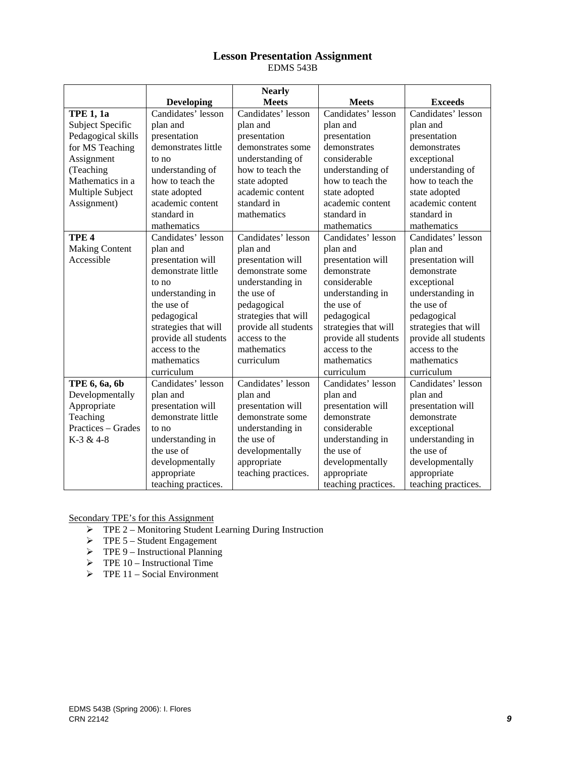# Lesson Presentation Assignment

EDMS 543B

| | Developing | Nearly Meets | Meets | Exceeds |
|---|---|---|---|---|
| **TPE 1, 1a** Subject Specific Pedagogical skills for MS Teaching Assignment (Teaching Mathematics in a Multiple Subject Assignment) | Candidates' lesson plan and presentation demonstrates little to no understanding of how to teach the state adopted academic content standard in mathematics | Candidates' lesson plan and presentation demonstrates some understanding of how to teach the state adopted academic content standard in mathematics | Candidates' lesson plan and presentation demonstrates considerable understanding of how to teach the state adopted academic content standard in mathematics | Candidates' lesson plan and presentation demonstrates exceptional understanding of how to teach the state adopted academic content standard in mathematics |
| **TPE 4** Making Content Accessible | Candidates' lesson plan and presentation will demonstrate little to no understanding in the use of pedagogical strategies that will provide all students access to the mathematics curriculum | Candidates' lesson plan and presentation will demonstrate some understanding in the use of pedagogical strategies that will provide all students access to the mathematics curriculum | Candidates' lesson plan and presentation will demonstrate considerable understanding in the use of pedagogical strategies that will provide all students access to the mathematics curriculum | Candidates' lesson plan and presentation will demonstrate exceptional understanding in the use of pedagogical strategies that will provide all students access to the mathematics curriculum |
| **TPE 6, 6a, 6b** Developmentally Appropriate Teaching Practices – Grades K-3 & 4-8 | Candidates' lesson plan and presentation will demonstrate little to no understanding in the use of developmentally appropriate teaching practices. | Candidates' lesson plan and presentation will demonstrate some understanding in the use of developmentally appropriate teaching practices. | Candidates' lesson plan and presentation will demonstrate considerable understanding in the use of developmentally appropriate teaching practices. | Candidates' lesson plan and presentation will demonstrate exceptional understanding in the use of developmentally appropriate teaching practices. |

Secondary TPE's for this Assignment

- TPE 2 – Monitoring Student Learning During Instruction
- TPE 5 – Student Engagement
- TPE 9 – Instructional Planning
- TPE 10 – Instructional Time
- TPE 11 – Social Environment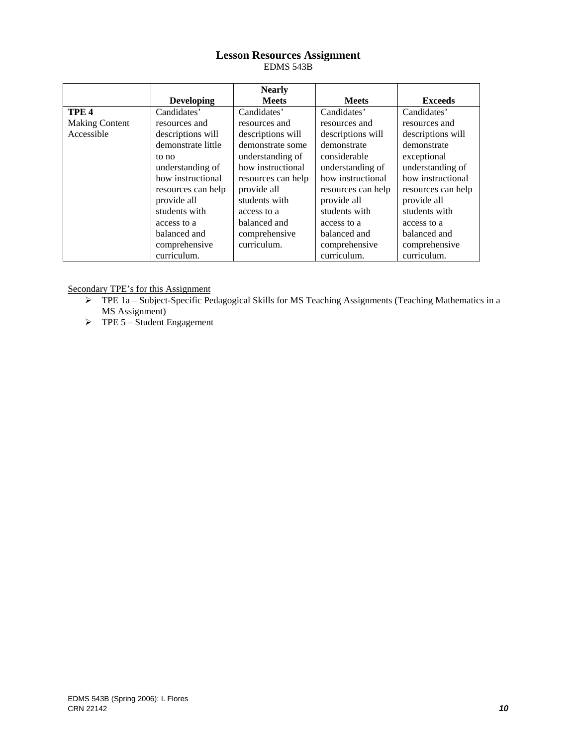## Lesson Resources Assignment

EDMS 543B

| | Developing | Nearly Meets | Meets | Exceeds |
|---|---|---|---|---|
| **TPE 4** Making Content Accessible | Candidates' resources and descriptions will demonstrate little to no understanding of how instructional resources can help provide all students with access to a balanced and comprehensive curriculum. | Candidates' resources and descriptions will demonstrate some understanding of how instructional resources can help provide all students with access to a balanced and comprehensive curriculum. | Candidates' resources and descriptions will demonstrate considerable understanding of how instructional resources can help provide all students with access to a balanced and comprehensive curriculum. | Candidates' resources and descriptions will demonstrate exceptional understanding of how instructional resources can help provide all students with access to a balanced and comprehensive curriculum. |

Secondary TPE's for this Assignment

- TPE 1a – Subject-Specific Pedagogical Skills for MS Teaching Assignments (Teaching Mathematics in a MS Assignment)
- TPE 5 – Student Engagement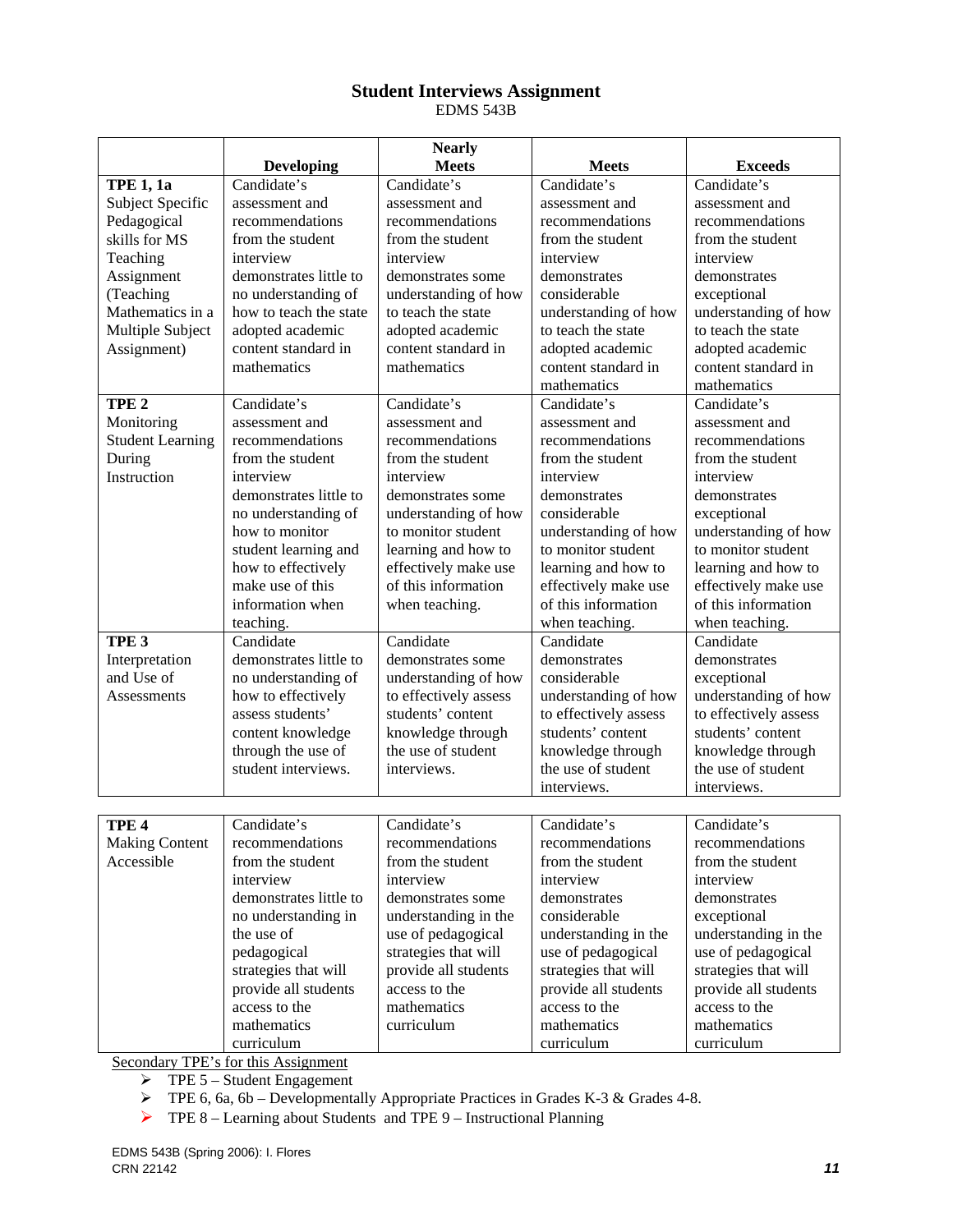# Student Interviews Assignment

EDMS 543B

| | Developing | Nearly Meets | Meets | Exceeds |
|---|---|---|---|---|
| **TPE 1, 1a** Subject Specific Pedagogical skills for MS Teaching Assignment (Teaching Mathematics in a Multiple Subject Assignment) | Candidate's assessment and recommendations from the student interview demonstrates little to no understanding of how to teach the state adopted academic content standard in mathematics | Candidate's assessment and recommendations from the student interview demonstrates some understanding of how to teach the state adopted academic content standard in mathematics | Candidate's assessment and recommendations from the student interview demonstrates considerable understanding of how to teach the state adopted academic content standard in mathematics | Candidate's assessment and recommendations from the student interview demonstrates exceptional understanding of how to teach the state adopted academic content standard in mathematics |
| **TPE 2** Monitoring Student Learning During Instruction | Candidate's assessment and recommendations from the student interview demonstrates little to no understanding of how to monitor student learning and how to effectively make use of this information when teaching. | Candidate's assessment and recommendations from the student interview demonstrates some understanding of how to monitor student learning and how to effectively make use of this information when teaching. | Candidate's assessment and recommendations from the student interview demonstrates considerable understanding of how to monitor student learning and how to effectively make use of this information when teaching. | Candidate's assessment and recommendations from the student interview demonstrates exceptional understanding of how to monitor student learning and how to effectively make use of this information when teaching. |
| **TPE 3** Interpretation and Use of Assessments | Candidate demonstrates little to no understanding of how to effectively assess students' content knowledge through the use of student interviews. | Candidate demonstrates some understanding of how to effectively assess students' content knowledge through the use of student interviews. | Candidate demonstrates considerable understanding of how to effectively assess students' content knowledge through the use of student interviews. | Candidate demonstrates exceptional understanding of how to effectively assess students' content knowledge through the use of student interviews. |
| **TPE 4** Making Content Accessible | Candidate's recommendations from the student interview demonstrates little to no understanding in the use of pedagogical strategies that will provide all students access to the mathematics curriculum | Candidate's recommendations from the student interview demonstrates some understanding in the use of pedagogical strategies that will provide all students access to the mathematics curriculum | Candidate's recommendations from the student interview demonstrates considerable understanding in the use of pedagogical strategies that will provide all students access to the mathematics curriculum | Candidate's recommendations from the student interview demonstrates exceptional understanding in the use of pedagogical strategies that will provide all students access to the mathematics curriculum |

Secondary TPE's for this Assignment

- TPE 5 – Student Engagement
- TPE 6, 6a, 6b – Developmentally Appropriate Practices in Grades K-3 & Grades 4-8.
- TPE 8 – Learning about Students and TPE 9 – Instructional Planning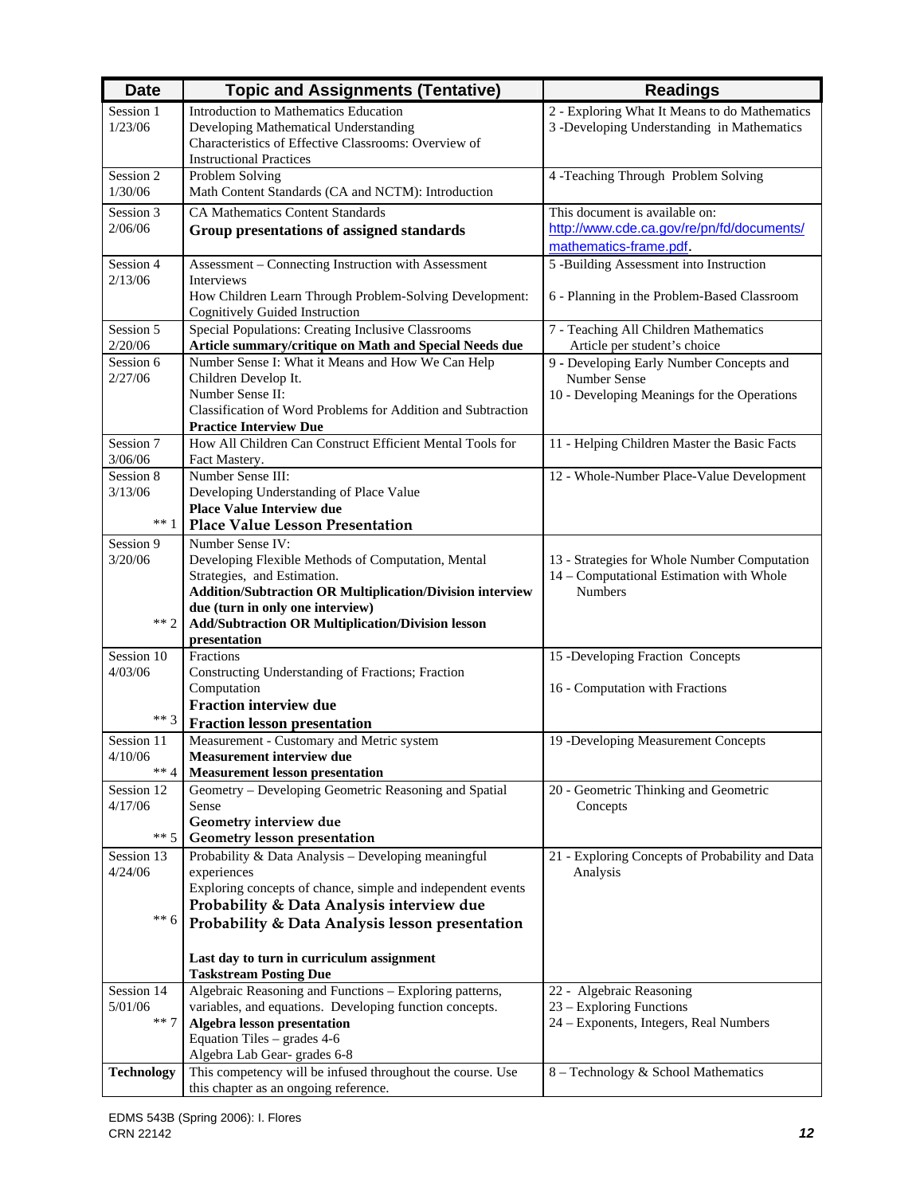| Date | Topic and Assignments (Tentative) | Readings |
|---|---|---|
| Session 1<br>1/23/06 | Introduction to Mathematics Education<br>Developing Mathematical Understanding<br>Characteristics of Effective Classrooms: Overview of Instructional Practices | 2 - Exploring What It Means to do Mathematics<br>3 -Developing Understanding in Mathematics |
| Session 2<br>1/30/06 | Problem Solving<br>Math Content Standards (CA and NCTM): Introduction | 4 -Teaching Through Problem Solving |
| Session 3<br>2/06/06 | CA Mathematics Content Standards<br>**Group presentations of assigned standards** | This document is available on: http://www.cde.ca.gov/re/pn/fd/documents/mathematics-frame.pdf. |
| Session 4<br>2/13/06 | Assessment – Connecting Instruction with Assessment Interviews<br>How Children Learn Through Problem-Solving Development: Cognitively Guided Instruction | 5 -Building Assessment into Instruction<br><br>6 - Planning in the Problem-Based Classroom |
| Session 5<br>2/20/06 | Special Populations: Creating Inclusive Classrooms<br>**Article summary/critique on Math and Special Needs due** | 7 - Teaching All Children Mathematics<br>Article per student's choice |
| Session 6<br>2/27/06 | Number Sense I: What it Means and How We Can Help Children Develop It.<br>Number Sense II:<br>Classification of Word Problems for Addition and Subtraction<br>**Practice Interview Due** | 9 - Developing Early Number Concepts and Number Sense<br>10 - Developing Meanings for the Operations |
| Session 7<br>3/06/06 | How All Children Can Construct Efficient Mental Tools for Fact Mastery. | 11 - Helping Children Master the Basic Facts |
| Session 8<br>3/13/06<br><br>** 1 | Number Sense III:<br>Developing Understanding of Place Value<br>**Place Value Interview due**<br>**Place Value Lesson Presentation** | 12 - Whole-Number Place-Value Development |
| Session 9<br>3/20/06<br><br>** 2 | Number Sense IV:<br>Developing Flexible Methods of Computation, Mental Strategies, and Estimation.<br>**Addition/Subtraction OR Multiplication/Division interview due (turn in only one interview)**<br>**Add/Subtraction OR Multiplication/Division lesson presentation** | 13 - Strategies for Whole Number Computation<br>14 – Computational Estimation with Whole Numbers |
| Session 10<br>4/03/06<br><br>** 3 | Fractions<br>Constructing Understanding of Fractions; Fraction Computation<br>**Fraction interview due**<br>**Fraction lesson presentation** | 15 -Developing Fraction Concepts<br><br>16 - Computation with Fractions |
| Session 11<br>4/10/06<br>** 4 | Measurement - Customary and Metric system<br>**Measurement interview due**<br>**Measurement lesson presentation** | 19 -Developing Measurement Concepts |
| Session 12<br>4/17/06<br><br>** 5 | Geometry – Developing Geometric Reasoning and Spatial Sense<br>**Geometry interview due**<br>**Geometry lesson presentation** | 20 - Geometric Thinking and Geometric Concepts |
| Session 13<br>4/24/06<br><br>** 6 | Probability & Data Analysis – Developing meaningful experiences<br>Exploring concepts of chance, simple and independent events<br>**Probability & Data Analysis interview due**<br>**Probability & Data Analysis lesson presentation**<br><br>**Last day to turn in curriculum assignment**<br>**Taskstream Posting Due** | 21 - Exploring Concepts of Probability and Data Analysis |
| Session 14<br>5/01/06<br>** 7 | Algebraic Reasoning and Functions – Exploring patterns, variables, and equations. Developing function concepts.<br>**Algebra lesson presentation**<br>Equation Tiles – grades 4-6<br>Algebra Lab Gear- grades 6-8 | 22 - Algebraic Reasoning<br>23 – Exploring Functions<br>24 – Exponents, Integers, Real Numbers |
| **Technology** | This competency will be infused throughout the course. Use this chapter as an ongoing reference. | 8 – Technology & School Mathematics |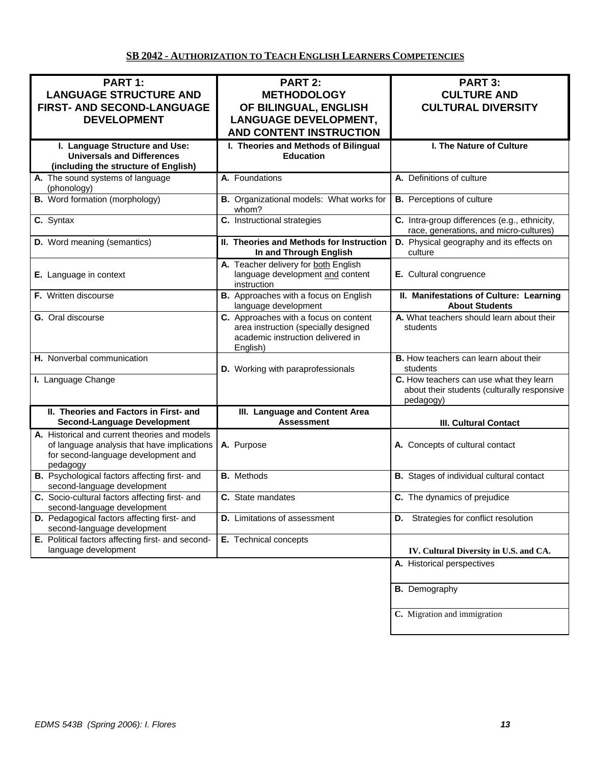## SB 2042 - AUTHORIZATION TO TEACH ENGLISH LEARNERS COMPETENCIES

| PART 1: LANGUAGE STRUCTURE AND FIRST- AND SECOND-LANGUAGE DEVELOPMENT | PART 2: METHODOLOGY OF BILINGUAL, ENGLISH LANGUAGE DEVELOPMENT, AND CONTENT INSTRUCTION | PART 3: CULTURE AND CULTURAL DIVERSITY |
|---|---|---|
| **I. Language Structure and Use: Universals and Differences (including the structure of English)** | **I. Theories and Methods of Bilingual Education** | **I. The Nature of Culture** |
| **A.** The sound systems of language (phonology) | **A.** Foundations | **A.** Definitions of culture |
| **B.** Word formation (morphology) | **B.** Organizational models: What works for whom? | **B.** Perceptions of culture |
| **C.** Syntax | **C.** Instructional strategies | **C.** Intra-group differences (e.g., ethnicity, race, generations, and micro-cultures) |
| **D.** Word meaning (semantics) | **II. Theories and Methods for Instruction In and Through English** | **D.** Physical geography and its effects on culture |
| **E.** Language in context | **A.** Teacher delivery for both English language development and content instruction | **E.** Cultural congruence |
| **F.** Written discourse | **B.** Approaches with a focus on English language development | **II. Manifestations of Culture: Learning About Students** |
| **G.** Oral discourse | **C.** Approaches with a focus on content area instruction (specially designed academic instruction delivered in English) | **A.** What teachers should learn about their students |
| **H.** Nonverbal communication | **D.** Working with paraprofessionals | **B.** How teachers can learn about their students |
| **I.** Language Change | | **C.** How teachers can use what they learn about their students (culturally responsive pedagogy) |
| **II. Theories and Factors in First- and Second-Language Development** | **III. Language and Content Area Assessment** | **III. Cultural Contact** |
| **A.** Historical and current theories and models of language analysis that have implications for second-language development and pedagogy | **A.** Purpose | **A.** Concepts of cultural contact |
| **B.** Psychological factors affecting first- and second-language development | **B.** Methods | **B.** Stages of individual cultural contact |
| **C.** Socio-cultural factors affecting first- and second-language development | **C.** State mandates | **C.** The dynamics of prejudice |
| **D.** Pedagogical factors affecting first- and second-language development | **D.** Limitations of assessment | **D.** Strategies for conflict resolution |
| **E.** Political factors affecting first- and second-language development | **E.** Technical concepts | **IV. Cultural Diversity in U.S. and CA.** |
| | | **A.** Historical perspectives |
| | | **B.** Demography |
| | | **C.** Migration and immigration |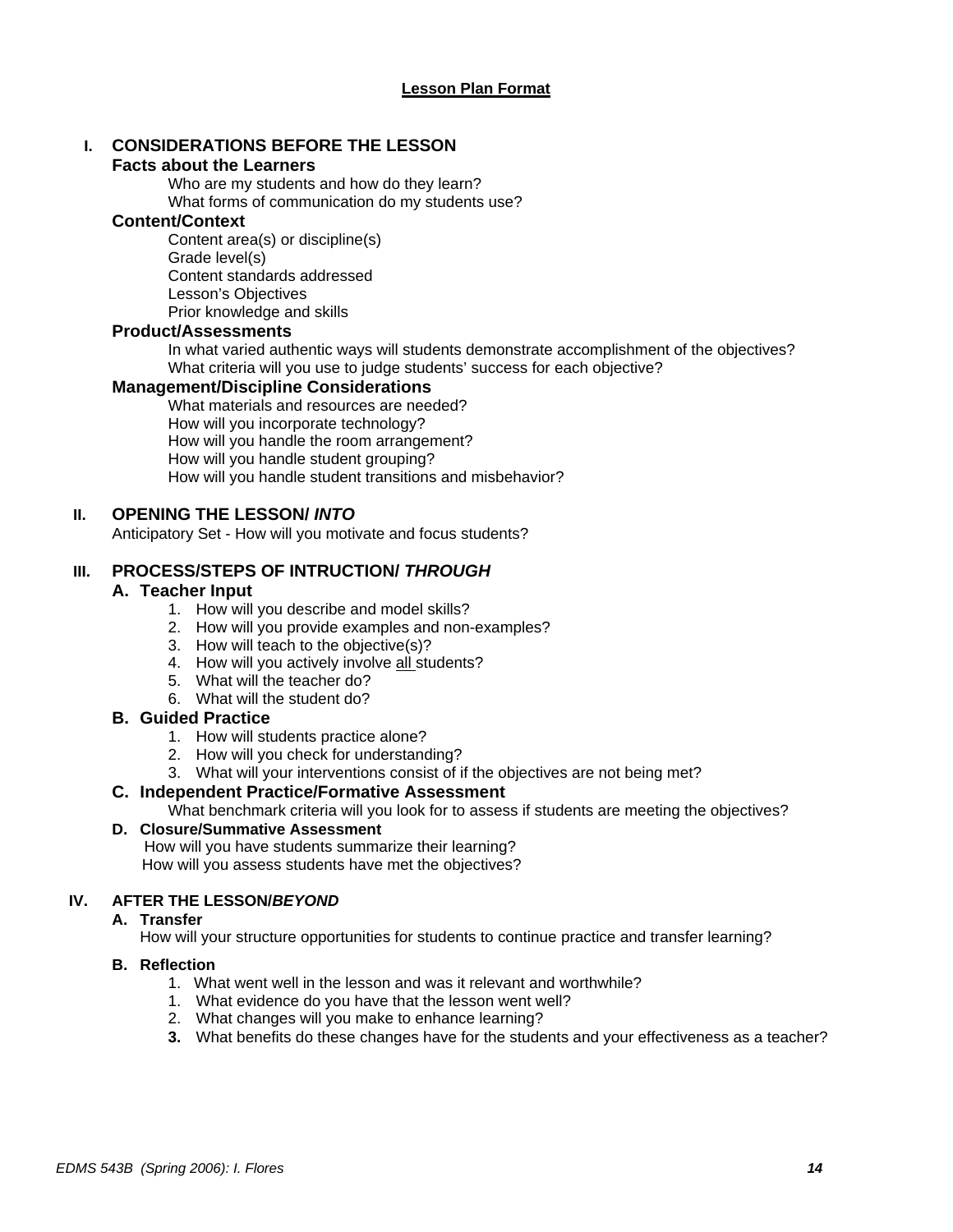# Lesson Plan Format

## I. CONSIDERATIONS BEFORE THE LESSON

### Facts about the Learners

Who are my students and how do they learn?
What forms of communication do my students use?

### Content/Context

Content area(s) or discipline(s)
Grade level(s)
Content standards addressed
Lesson's Objectives
Prior knowledge and skills

### Product/Assessments

In what varied authentic ways will students demonstrate accomplishment of the objectives?
What criteria will you use to judge students' success for each objective?

### Management/Discipline Considerations

What materials and resources are needed?
How will you incorporate technology?
How will you handle the room arrangement?
How will you handle student grouping?
How will you handle student transitions and misbehavior?

## II. OPENING THE LESSON/ *INTO*

Anticipatory Set - How will you motivate and focus students?

## III. PROCESS/STEPS OF INTRUCTION/ *THROUGH*

### A. Teacher Input

1. How will you describe and model skills?
2. How will you provide examples and non-examples?
3. How will teach to the objective(s)?
4. How will you actively involve <u>all</u> students?
5. What will the teacher do?
6. What will the student do?

### B. Guided Practice

1. How will students practice alone?
2. How will you check for understanding?
3. What will your interventions consist of if the objectives are not being met?

### C. Independent Practice/Formative Assessment

What benchmark criteria will you look for to assess if students are meeting the objectives?

### D. Closure/Summative Assessment

How will you have students summarize their learning?
How will you assess students have met the objectives?

## IV. AFTER THE LESSON/*BEYOND*

### A. Transfer

How will your structure opportunities for students to continue practice and transfer learning?

### B. Reflection

1. What went well in the lesson and was it relevant and worthwhile?
1. What evidence do you have that the lesson went well?
2. What changes will you make to enhance learning?
3. What benefits do these changes have for the students and your effectiveness as a teacher?